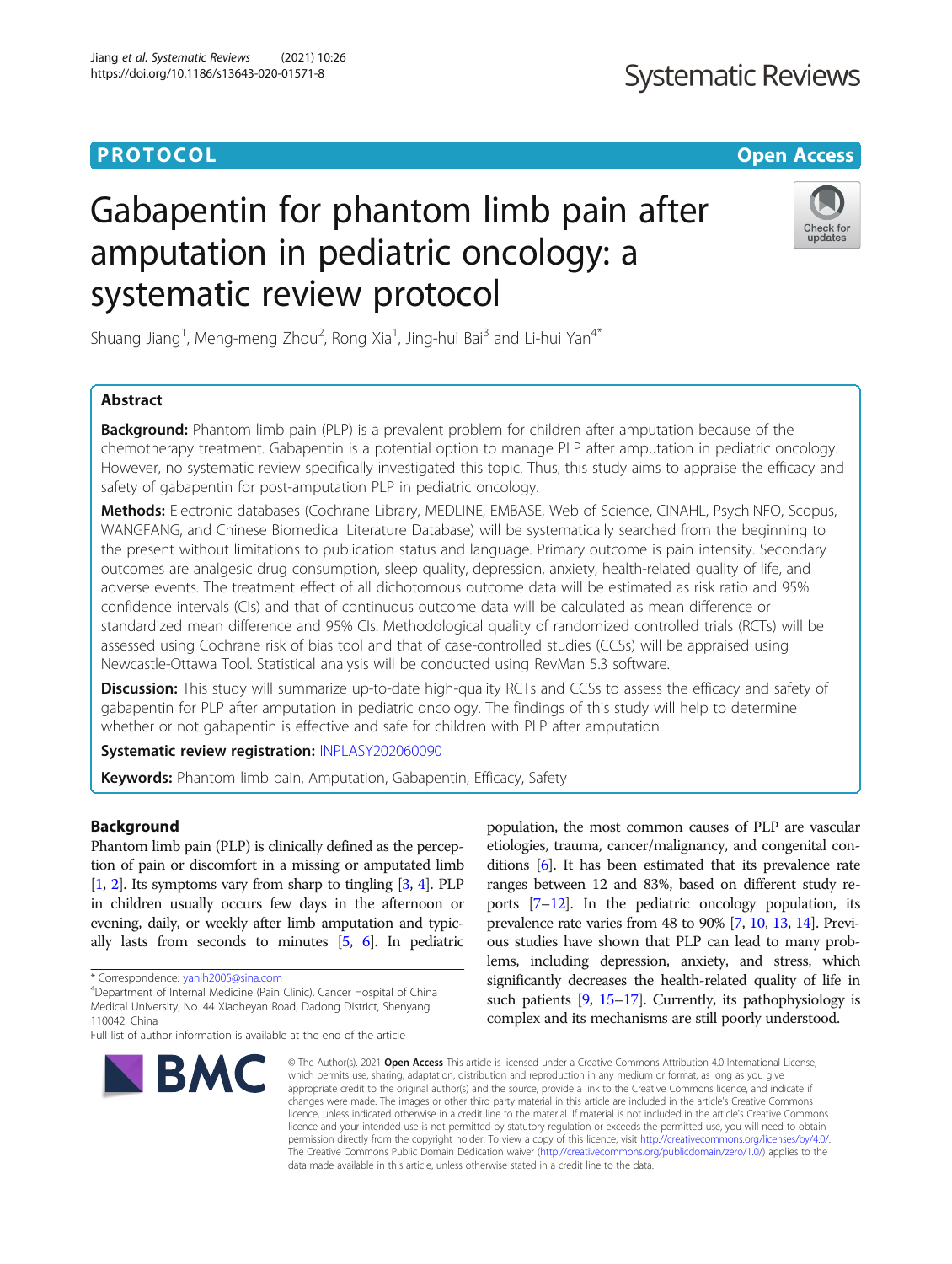PROTOCOL

Open Access

# Gabapentin for phantom limb pain after amputation in pediatric oncology: a systematic review protocol

Shuang Jiang[1], Meng-meng Zhou[2], Rong Xia[1], Jing-hui Bai[3] and Li-hui Yan[4*]

## Abstract

**Background:** Phantom limb pain (PLP) is a prevalent problem for children after amputation because of the chemotherapy treatment. Gabapentin is a potential option to manage PLP after amputation in pediatric oncology. However, no systematic review specifically investigated this topic. Thus, this study aims to appraise the efficacy and safety of gabapentin for post-amputation PLP in pediatric oncology.

**Methods:** Electronic databases (Cochrane Library, MEDLINE, EMBASE, Web of Science, CINAHL, PsychINFO, Scopus, WANGFANG, and Chinese Biomedical Literature Database) will be systematically searched from the beginning to the present without limitations to publication status and language. Primary outcome is pain intensity. Secondary outcomes are analgesic drug consumption, sleep quality, depression, anxiety, health-related quality of life, and adverse events. The treatment effect of all dichotomous outcome data will be estimated as risk ratio and 95% confidence intervals (CIs) and that of continuous outcome data will be calculated as mean difference or standardized mean difference and 95% CIs. Methodological quality of randomized controlled trials (RCTs) will be assessed using Cochrane risk of bias tool and that of case-controlled studies (CCSs) will be appraised using Newcastle-Ottawa Tool. Statistical analysis will be conducted using RevMan 5.3 software.

**Discussion:** This study will summarize up-to-date high-quality RCTs and CCSs to assess the efficacy and safety of gabapentin for PLP after amputation in pediatric oncology. The findings of this study will help to determine whether or not gabapentin is effective and safe for children with PLP after amputation.

**Systematic review registration:** INPLASY202060090

**Keywords:** Phantom limb pain, Amputation, Gabapentin, Efficacy, Safety

## Background

Phantom limb pain (PLP) is clinically defined as the perception of pain or discomfort in a missing or amputated limb [1, 2]. Its symptoms vary from sharp to tingling [3, 4]. PLP in children usually occurs few days in the afternoon or evening, daily, or weekly after limb amputation and typically lasts from seconds to minutes [5, 6]. In pediatric population, the most common causes of PLP are vascular etiologies, trauma, cancer/malignancy, and congenital conditions [6]. It has been estimated that its prevalence rate ranges between 12 and 83%, based on different study reports [7–12]. In the pediatric oncology population, its prevalence rate varies from 48 to 90% [7, 10, 13, 14]. Previous studies have shown that PLP can lead to many problems, including depression, anxiety, and stress, which significantly decreases the health-related quality of life in such patients [9, 15–17]. Currently, its pathophysiology is complex and its mechanisms are still poorly understood.

* Correspondence: yanlh2005@sina.com
[4]Department of Internal Medicine (Pain Clinic), Cancer Hospital of China Medical University, No. 44 Xiaoheyan Road, Dadong District, Shenyang 110042, China
Full list of author information is available at the end of the article

© The Author(s). 2021 **Open Access** This article is licensed under a Creative Commons Attribution 4.0 International License, which permits use, sharing, adaptation, distribution and reproduction in any medium or format, as long as you give appropriate credit to the original author(s) and the source, provide a link to the Creative Commons licence, and indicate if changes were made. The images or other third party material in this article are included in the article's Creative Commons licence, unless indicated otherwise in a credit line to the material. If material is not included in the article's Creative Commons licence and your intended use is not permitted by statutory regulation or exceeds the permitted use, you will need to obtain permission directly from the copyright holder. To view a copy of this licence, visit http://creativecommons.org/licenses/by/4.0/. The Creative Commons Public Domain Dedication waiver (http://creativecommons.org/publicdomain/zero/1.0/) applies to the data made available in this article, unless otherwise stated in a credit line to the data.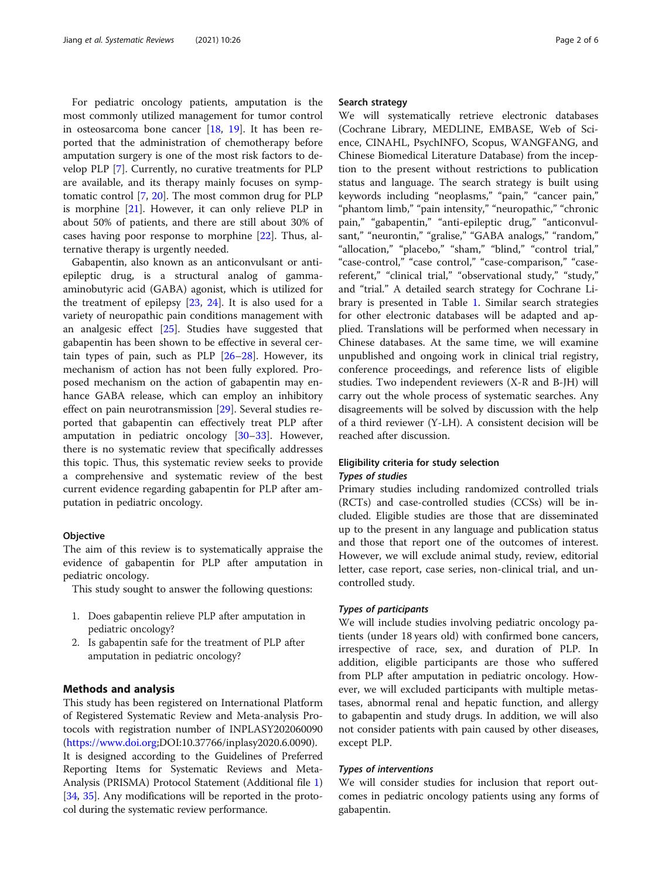For pediatric oncology patients, amputation is the most commonly utilized management for tumor control in osteosarcoma bone cancer [18, 19]. It has been reported that the administration of chemotherapy before amputation surgery is one of the most risk factors to develop PLP [7]. Currently, no curative treatments for PLP are available, and its therapy mainly focuses on symptomatic control [7, 20]. The most common drug for PLP is morphine [21]. However, it can only relieve PLP in about 50% of patients, and there are still about 30% of cases having poor response to morphine [22]. Thus, alternative therapy is urgently needed.

Gabapentin, also known as an anticonvulsant or antiepileptic drug, is a structural analog of gamma-aminobutyric acid (GABA) agonist, which is utilized for the treatment of epilepsy [23, 24]. It is also used for a variety of neuropathic pain conditions management with an analgesic effect [25]. Studies have suggested that gabapentin has been shown to be effective in several certain types of pain, such as PLP [26–28]. However, its mechanism of action has not been fully explored. Proposed mechanism on the action of gabapentin may enhance GABA release, which can employ an inhibitory effect on pain neurotransmission [29]. Several studies reported that gabapentin can effectively treat PLP after amputation in pediatric oncology [30–33]. However, there is no systematic review that specifically addresses this topic. Thus, this systematic review seeks to provide a comprehensive and systematic review of the best current evidence regarding gabapentin for PLP after amputation in pediatric oncology.

### Objective

The aim of this review is to systematically appraise the evidence of gabapentin for PLP after amputation in pediatric oncology.

This study sought to answer the following questions:

1. Does gabapentin relieve PLP after amputation in pediatric oncology?
2. Is gabapentin safe for the treatment of PLP after amputation in pediatric oncology?

## Methods and analysis

This study has been registered on International Platform of Registered Systematic Review and Meta-analysis Protocols with registration number of INPLASY202060090 (https://www.doi.org;DOI:10.37766/inplasy2020.6.0090). It is designed according to the Guidelines of Preferred Reporting Items for Systematic Reviews and Meta-Analysis (PRISMA) Protocol Statement (Additional file 1) [34, 35]. Any modifications will be reported in the protocol during the systematic review performance.

### Search strategy

We will systematically retrieve electronic databases (Cochrane Library, MEDLINE, EMBASE, Web of Science, CINAHL, PsychINFO, Scopus, WANGFANG, and Chinese Biomedical Literature Database) from the inception to the present without restrictions to publication status and language. The search strategy is built using keywords including "neoplasms," "pain," "cancer pain," "phantom limb," "pain intensity," "neuropathic," "chronic pain," "gabapentin," "anti-epileptic drug," "anticonvulsant," "neurontin," "gralise," "GABA analogs," "random," "allocation," "placebo," "sham," "blind," "control trial," "case-control," "case control," "case-comparison," "case-referent," "clinical trial," "observational study," "study," and "trial." A detailed search strategy for Cochrane Library is presented in Table 1. Similar search strategies for other electronic databases will be adapted and applied. Translations will be performed when necessary in Chinese databases. At the same time, we will examine unpublished and ongoing work in clinical trial registry, conference proceedings, and reference lists of eligible studies. Two independent reviewers (X-R and B-JH) will carry out the whole process of systematic searches. Any disagreements will be solved by discussion with the help of a third reviewer (Y-LH). A consistent decision will be reached after discussion.

### Eligibility criteria for study selection

#### *Types of studies*

Primary studies including randomized controlled trials (RCTs) and case-controlled studies (CCSs) will be included. Eligible studies are those that are disseminated up to the present in any language and publication status and those that report one of the outcomes of interest. However, we will exclude animal study, review, editorial letter, case report, case series, non-clinical trial, and uncontrolled study.

#### *Types of participants*

We will include studies involving pediatric oncology patients (under 18 years old) with confirmed bone cancers, irrespective of race, sex, and duration of PLP. In addition, eligible participants are those who suffered from PLP after amputation in pediatric oncology. However, we will excluded participants with multiple metastases, abnormal renal and hepatic function, and allergy to gabapentin and study drugs. In addition, we will also not consider patients with pain caused by other diseases, except PLP.

#### *Types of interventions*

We will consider studies for inclusion that report outcomes in pediatric oncology patients using any forms of gabapentin.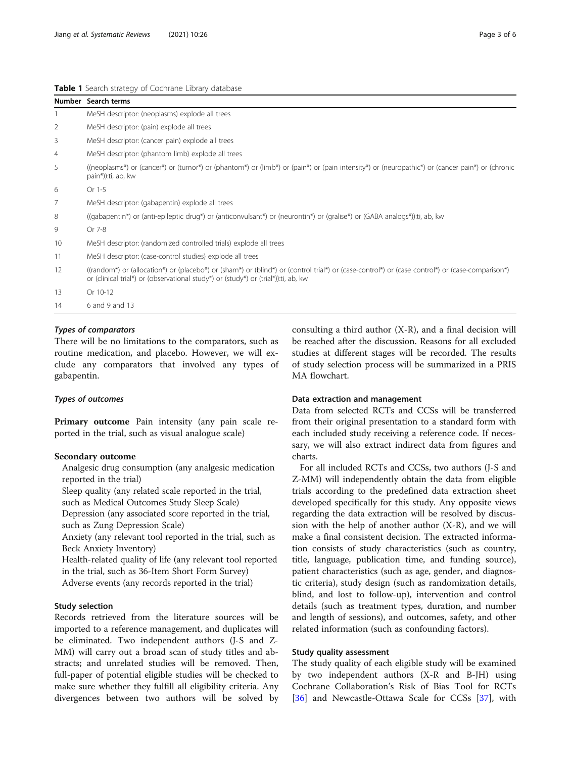**Table 1** Search strategy of Cochrane Library database

| Number | Search terms |
|---|---|
| 1 | MeSH descriptor: (neoplasms) explode all trees |
| 2 | MeSH descriptor: (pain) explode all trees |
| 3 | MeSH descriptor: (cancer pain) explode all trees |
| 4 | MeSH descriptor: (phantom limb) explode all trees |
| 5 | ((neoplasms*) or (cancer*) or (tumor*) or (phantom*) or (limb*) or (pain*) or (pain intensity*) or (neuropathic*) or (cancer pain*) or (chronic pain*)):ti, ab, kw |
| 6 | Or 1-5 |
| 7 | MeSH descriptor: (gabapentin) explode all trees |
| 8 | ((gabapentin*) or (anti-epileptic drug*) or (anticonvulsant*) or (neurontin*) or (gralise*) or (GABA analogs*)):ti, ab, kw |
| 9 | Or 7-8 |
| 10 | MeSH descriptor: (randomized controlled trials) explode all trees |
| 11 | MeSH descriptor: (case-control studies) explode all trees |
| 12 | ((random*) or (allocation*) or (placebo*) or (sham*) or (blind*) or (control trial*) or (case-control*) or (case control*) or (case-comparison*) or (clinical trial*) or (observational study*) or (study*) or (trial*)):ti, ab, kw |
| 13 | Or 10-12 |
| 14 | 6 and 9 and 13 |

#### *Types of comparators*

There will be no limitations to the comparators, such as routine medication, and placebo. However, we will exclude any comparators that involved any types of gabapentin.

#### *Types of outcomes*

**Primary outcome** Pain intensity (any pain scale reported in the trial, such as visual analogue scale)

**Secondary outcome**

Analgesic drug consumption (any analgesic medication reported in the trial)
Sleep quality (any related scale reported in the trial, such as Medical Outcomes Study Sleep Scale)
Depression (any associated score reported in the trial, such as Zung Depression Scale)
Anxiety (any relevant tool reported in the trial, such as Beck Anxiety Inventory)
Health-related quality of life (any relevant tool reported in the trial, such as 36-Item Short Form Survey)
Adverse events (any records reported in the trial)

### Study selection

Records retrieved from the literature sources will be imported to a reference management, and duplicates will be eliminated. Two independent authors (J-S and Z-MM) will carry out a broad scan of study titles and abstracts; and unrelated studies will be removed. Then, full-paper of potential eligible studies will be checked to make sure whether they fulfill all eligibility criteria. Any divergences between two authors will be solved by consulting a third author (X-R), and a final decision will be reached after the discussion. Reasons for all excluded studies at different stages will be recorded. The results of study selection process will be summarized in a PRISMA flowchart.

### Data extraction and management

Data from selected RCTs and CCSs will be transferred from their original presentation to a standard form with each included study receiving a reference code. If necessary, we will also extract indirect data from figures and charts.

For all included RCTs and CCSs, two authors (J-S and Z-MM) will independently obtain the data from eligible trials according to the predefined data extraction sheet developed specifically for this study. Any opposite views regarding the data extraction will be resolved by discussion with the help of another author (X-R), and we will make a final consistent decision. The extracted information consists of study characteristics (such as country, title, language, publication time, and funding source), patient characteristics (such as age, gender, and diagnostic criteria), study design (such as randomization details, blind, and lost to follow-up), intervention and control details (such as treatment types, duration, and number and length of sessions), and outcomes, safety, and other related information (such as confounding factors).

### Study quality assessment

The study quality of each eligible study will be examined by two independent authors (X-R and B-JH) using Cochrane Collaboration's Risk of Bias Tool for RCTs [36] and Newcastle-Ottawa Scale for CCSs [37], with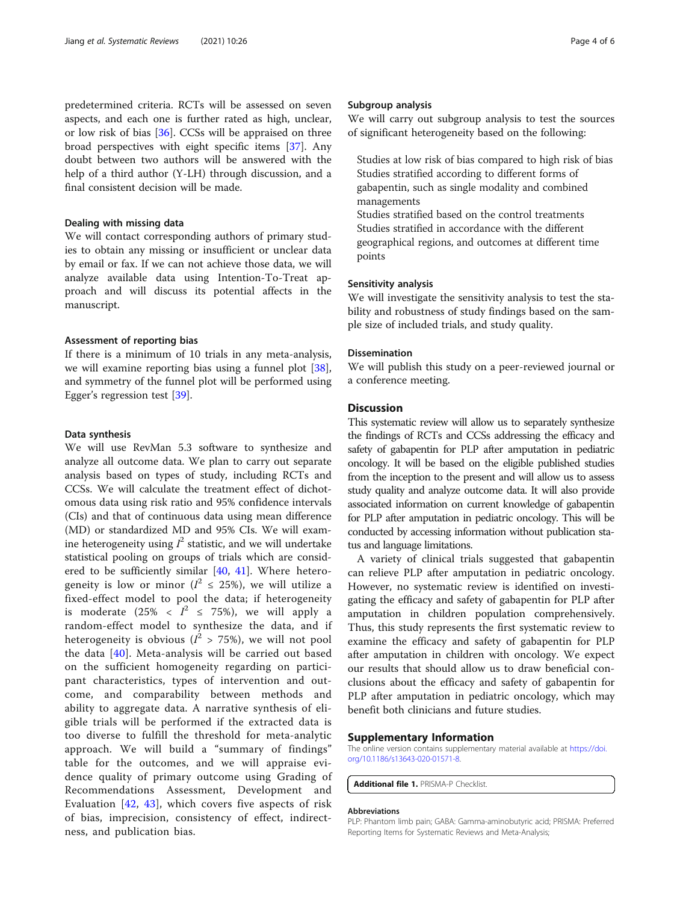predetermined criteria. RCTs will be assessed on seven aspects, and each one is further rated as high, unclear, or low risk of bias [36]. CCSs will be appraised on three broad perspectives with eight specific items [37]. Any doubt between two authors will be answered with the help of a third author (Y-LH) through discussion, and a final consistent decision will be made.

### Dealing with missing data

We will contact corresponding authors of primary studies to obtain any missing or insufficient or unclear data by email or fax. If we can not achieve those data, we will analyze available data using Intention-To-Treat approach and will discuss its potential affects in the manuscript.

### Assessment of reporting bias

If there is a minimum of 10 trials in any meta-analysis, we will examine reporting bias using a funnel plot [38], and symmetry of the funnel plot will be performed using Egger's regression test [39].

### Data synthesis

We will use RevMan 5.3 software to synthesize and analyze all outcome data. We plan to carry out separate analysis based on types of study, including RCTs and CCSs. We will calculate the treatment effect of dichotomous data using risk ratio and 95% confidence intervals (CIs) and that of continuous data using mean difference (MD) or standardized MD and 95% CIs. We will examine heterogeneity using $I^2$ statistic, and we will undertake statistical pooling on groups of trials which are considered to be sufficiently similar [40, 41]. Where heterogeneity is low or minor ($I^2 \leq 25\%$), we will utilize a fixed-effect model to pool the data; if heterogeneity is moderate ($25\% < I^2 \leq 75\%$), we will apply a random-effect model to synthesize the data, and if heterogeneity is obvious ($I^2 > 75\%$), we will not pool the data [40]. Meta-analysis will be carried out based on the sufficient homogeneity regarding on participant characteristics, types of intervention and outcome, and comparability between methods and ability to aggregate data. A narrative synthesis of eligible trials will be performed if the extracted data is too diverse to fulfill the threshold for meta-analytic approach. We will build a "summary of findings" table for the outcomes, and we will appraise evidence quality of primary outcome using Grading of Recommendations Assessment, Development and Evaluation [42, 43], which covers five aspects of risk of bias, imprecision, consistency of effect, indirectness, and publication bias.

### Subgroup analysis

We will carry out subgroup analysis to test the sources of significant heterogeneity based on the following:

Studies at low risk of bias compared to high risk of bias
Studies stratified according to different forms of gabapentin, such as single modality and combined managements
Studies stratified based on the control treatments
Studies stratified in accordance with the different geographical regions, and outcomes at different time points

### Sensitivity analysis

We will investigate the sensitivity analysis to test the stability and robustness of study findings based on the sample size of included trials, and study quality.

### Dissemination

We will publish this study on a peer-reviewed journal or a conference meeting.

## Discussion

This systematic review will allow us to separately synthesize the findings of RCTs and CCSs addressing the efficacy and safety of gabapentin for PLP after amputation in pediatric oncology. It will be based on the eligible published studies from the inception to the present and will allow us to assess study quality and analyze outcome data. It will also provide associated information on current knowledge of gabapentin for PLP after amputation in pediatric oncology. This will be conducted by accessing information without publication status and language limitations.

A variety of clinical trials suggested that gabapentin can relieve PLP after amputation in pediatric oncology. However, no systematic review is identified on investigating the efficacy and safety of gabapentin for PLP after amputation in children population comprehensively. Thus, this study represents the first systematic review to examine the efficacy and safety of gabapentin for PLP after amputation in children with oncology. We expect our results that should allow us to draw beneficial conclusions about the efficacy and safety of gabapentin for PLP after amputation in pediatric oncology, which may benefit both clinicians and future studies.

## Supplementary Information

The online version contains supplementary material available at https://doi.org/10.1186/s13643-020-01571-8.

**Additional file 1.** PRISMA-P Checklist.

### Abbreviations

PLP: Phantom limb pain; GABA: Gamma-aminobutyric acid; PRISMA: Preferred Reporting Items for Systematic Reviews and Meta-Analysis;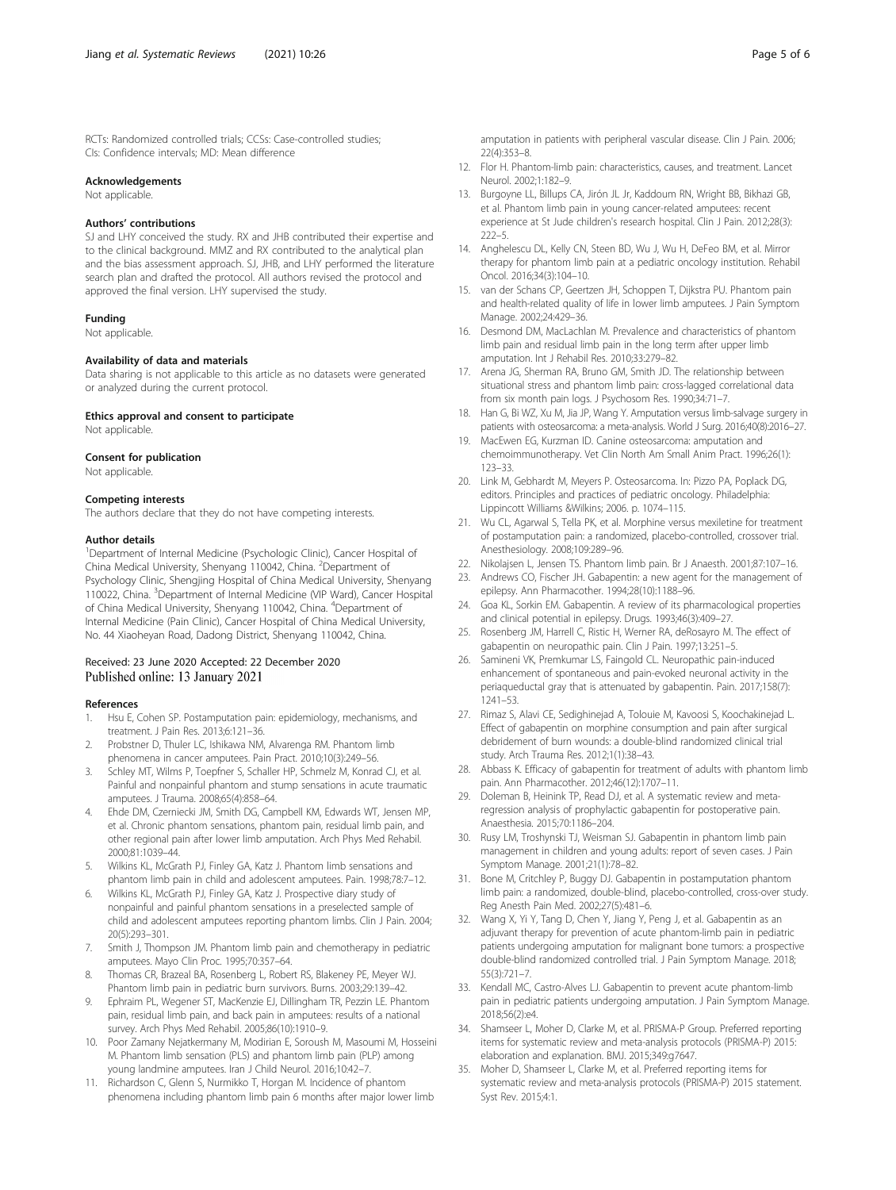RCTs: Randomized controlled trials; CCSs: Case-controlled studies; CIs: Confidence intervals; MD: Mean difference

### Acknowledgements

Not applicable.

### Authors' contributions

SJ and LHY conceived the study. RX and JHB contributed their expertise and to the clinical background. MMZ and RX contributed to the analytical plan and the bias assessment approach. SJ, JHB, and LHY performed the literature search plan and drafted the protocol. All authors revised the protocol and approved the final version. LHY supervised the study.

### Funding

Not applicable.

### Availability of data and materials

Data sharing is not applicable to this article as no datasets were generated or analyzed during the current protocol.

### Ethics approval and consent to participate

Not applicable.

### Consent for publication

Not applicable.

### Competing interests

The authors declare that they do not have competing interests.

### Author details

[1]Department of Internal Medicine (Psychologic Clinic), Cancer Hospital of China Medical University, Shenyang 110042, China. [2]Department of Psychology Clinic, Shengjing Hospital of China Medical University, Shenyang 110022, China. [3]Department of Internal Medicine (VIP Ward), Cancer Hospital of China Medical University, Shenyang 110042, China. [4]Department of Internal Medicine (Pain Clinic), Cancer Hospital of China Medical University, No. 44 Xiaoheyan Road, Dadong District, Shenyang 110042, China.

Received: 23 June 2020 Accepted: 22 December 2020
Published online: 13 January 2021

### References

1. Hsu E, Cohen SP. Postamputation pain: epidemiology, mechanisms, and treatment. J Pain Res. 2013;6:121–36.
2. Probstner D, Thuler LC, Ishikawa NM, Alvarenga RM. Phantom limb phenomena in cancer amputees. Pain Pract. 2010;10(3):249–56.
3. Schley MT, Wilms P, Toepfner S, Schaller HP, Schmelz M, Konrad CJ, et al. Painful and nonpainful phantom and stump sensations in acute traumatic amputees. J Trauma. 2008;65(4):858–64.
4. Ehde DM, Czerniecki JM, Smith DG, Campbell KM, Edwards WT, Jensen MP, et al. Chronic phantom sensations, phantom pain, residual limb pain, and other regional pain after lower limb amputation. Arch Phys Med Rehabil. 2000;81:1039–44.
5. Wilkins KL, McGrath PJ, Finley GA, Katz J. Phantom limb sensations and phantom limb pain in child and adolescent amputees. Pain. 1998;78:7–12.
6. Wilkins KL, McGrath PJ, Finley GA, Katz J. Prospective diary study of nonpainful and painful phantom sensations in a preselected sample of child and adolescent amputees reporting phantom limbs. Clin J Pain. 2004; 20(5):293–301.
7. Smith J, Thompson JM. Phantom limb pain and chemotherapy in pediatric amputees. Mayo Clin Proc. 1995;70:357–64.
8. Thomas CR, Brazeal BA, Rosenberg L, Robert RS, Blakeney PE, Meyer WJ. Phantom limb pain in pediatric burn survivors. Burns. 2003;29:139–42.
9. Ephraim PL, Wegener ST, MacKenzie EJ, Dillingham TR, Pezzin LE. Phantom pain, residual limb pain, and back pain in amputees: results of a national survey. Arch Phys Med Rehabil. 2005;86(10):1910–9.
10. Poor Zamany Nejatkermany M, Modirian E, Soroush M, Masoumi M, Hosseini M. Phantom limb sensation (PLS) and phantom limb pain (PLP) among young landmine amputees. Iran J Child Neurol. 2016;10:42–7.
11. Richardson C, Glenn S, Nurmikko T, Horgan M. Incidence of phantom phenomena including phantom limb pain 6 months after major lower limb amputation in patients with peripheral vascular disease. Clin J Pain. 2006; 22(4):353–8.
12. Flor H. Phantom-limb pain: characteristics, causes, and treatment. Lancet Neurol. 2002;1:182–9.
13. Burgoyne LL, Billups CA, Jirón JL Jr, Kaddoum RN, Wright BB, Bikhazi GB, et al. Phantom limb pain in young cancer-related amputees: recent experience at St Jude children's research hospital. Clin J Pain. 2012;28(3): 222–5.
14. Anghelescu DL, Kelly CN, Steen BD, Wu J, Wu H, DeFeo BM, et al. Mirror therapy for phantom limb pain at a pediatric oncology institution. Rehabil Oncol. 2016;34(3):104–10.
15. van der Schans CP, Geertzen JH, Schoppen T, Dijkstra PU. Phantom pain and health-related quality of life in lower limb amputees. J Pain Symptom Manage. 2002;24:429–36.
16. Desmond DM, MacLachlan M. Prevalence and characteristics of phantom limb pain and residual limb pain in the long term after upper limb amputation. Int J Rehabil Res. 2010;33:279–82.
17. Arena JG, Sherman RA, Bruno GM, Smith JD. The relationship between situational stress and phantom limb pain: cross-lagged correlational data from six month pain logs. J Psychosom Res. 1990;34:71–7.
18. Han G, Bi WZ, Xu M, Jia JP, Wang Y. Amputation versus limb-salvage surgery in patients with osteosarcoma: a meta-analysis. World J Surg. 2016;40(8):2016–27.
19. MacEwen EG, Kurzman ID. Canine osteosarcoma: amputation and chemoimmunotherapy. Vet Clin North Am Small Anim Pract. 1996;26(1): 123–33.
20. Link M, Gebhardt M, Meyers P. Osteosarcoma. In: Pizzo PA, Poplack DG, editors. Principles and practices of pediatric oncology. Philadelphia: Lippincott Williams &Wilkins; 2006. p. 1074–115.
21. Wu CL, Agarwal S, Tella PK, et al. Morphine versus mexiletine for treatment of postamputation pain: a randomized, placebo-controlled, crossover trial. Anesthesiology. 2008;109:289–96.
22. Nikolajsen L, Jensen TS. Phantom limb pain. Br J Anaesth. 2001;87:107–16.
23. Andrews CO, Fischer JH. Gabapentin: a new agent for the management of epilepsy. Ann Pharmacother. 1994;28(10):1188–96.
24. Goa KL, Sorkin EM. Gabapentin. A review of its pharmacological properties and clinical potential in epilepsy. Drugs. 1993;46(3):409–27.
25. Rosenberg JM, Harrell C, Ristic H, Werner RA, deRosayro M. The effect of gabapentin on neuropathic pain. Clin J Pain. 1997;13:251–5.
26. Samineni VK, Premkumar LS, Faingold CL. Neuropathic pain-induced enhancement of spontaneous and pain-evoked neuronal activity in the periaqueductal gray that is attenuated by gabapentin. Pain. 2017;158(7): 1241–53.
27. Rimaz S, Alavi CE, Sedighinejad A, Tolouie M, Kavoosi S, Koochakinejad L. Effect of gabapentin on morphine consumption and pain after surgical debridement of burn wounds: a double-blind randomized clinical trial study. Arch Trauma Res. 2012;1(1):38–43.
28. Abbass K. Efficacy of gabapentin for treatment of adults with phantom limb pain. Ann Pharmacother. 2012;46(12):1707–11.
29. Doleman B, Heinink TP, Read DJ, et al. A systematic review and meta-regression analysis of prophylactic gabapentin for postoperative pain. Anaesthesia. 2015;70:1186–204.
30. Rusy LM, Troshynski TJ, Weisman SJ. Gabapentin in phantom limb pain management in children and young adults: report of seven cases. J Pain Symptom Manage. 2001;21(1):78–82.
31. Bone M, Critchley P, Buggy DJ. Gabapentin in postamputation phantom limb pain: a randomized, double-blind, placebo-controlled, cross-over study. Reg Anesth Pain Med. 2002;27(5):481–6.
32. Wang X, Yi Y, Tang D, Chen Y, Jiang Y, Peng J, et al. Gabapentin as an adjuvant therapy for prevention of acute phantom-limb pain in pediatric patients undergoing amputation for malignant bone tumors: a prospective double-blind randomized controlled trial. J Pain Symptom Manage. 2018; 55(3):721–7.
33. Kendall MC, Castro-Alves LJ. Gabapentin to prevent acute phantom-limb pain in pediatric patients undergoing amputation. J Pain Symptom Manage. 2018;56(2):e4.
34. Shamseer L, Moher D, Clarke M, et al. PRISMA-P Group. Preferred reporting items for systematic review and meta-analysis protocols (PRISMA-P) 2015: elaboration and explanation. BMJ. 2015;349:g7647.
35. Moher D, Shamseer L, Clarke M, et al. Preferred reporting items for systematic review and meta-analysis protocols (PRISMA-P) 2015 statement. Syst Rev. 2015;4:1.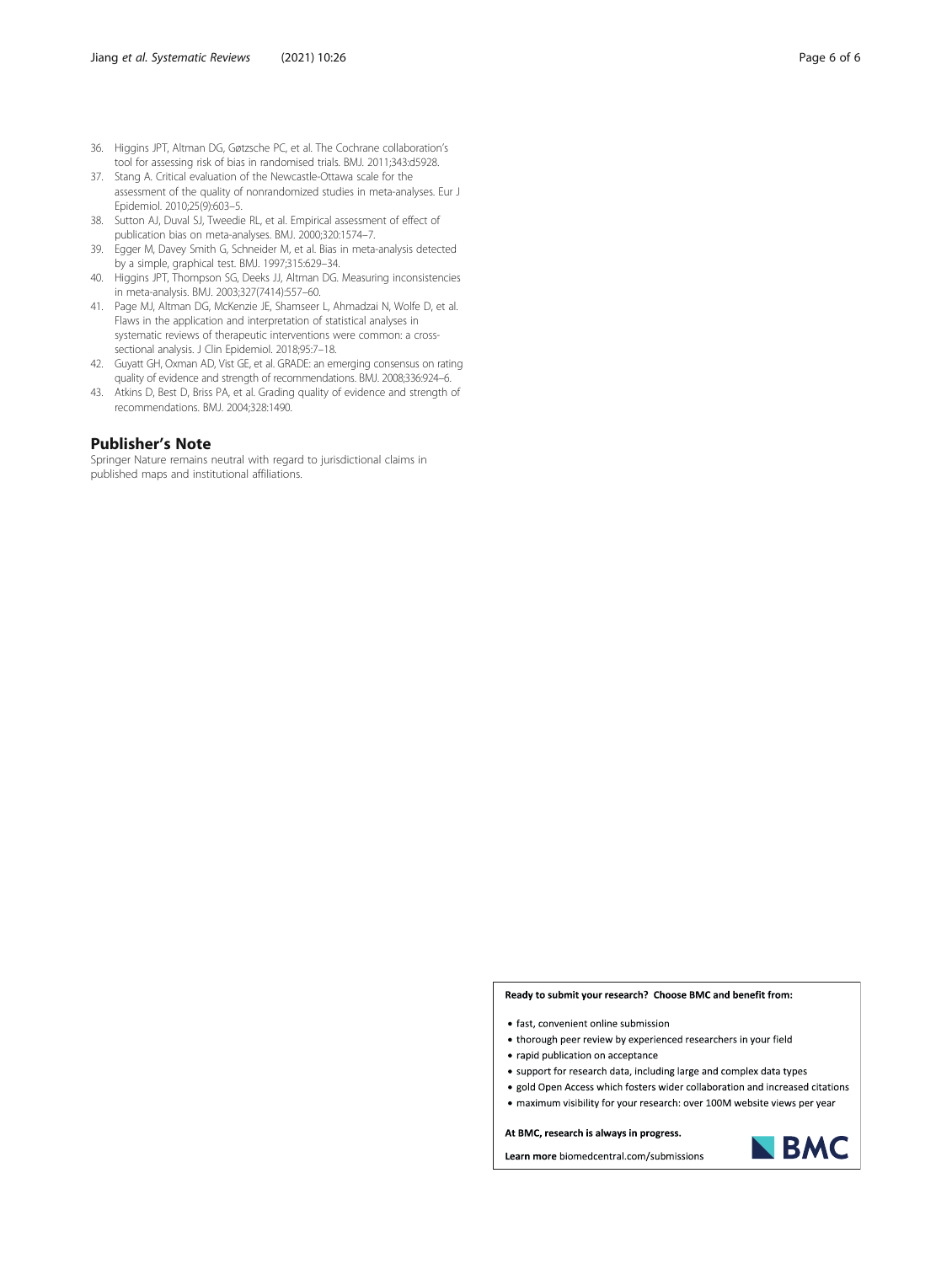36. Higgins JPT, Altman DG, Gøtzsche PC, et al. The Cochrane collaboration's tool for assessing risk of bias in randomised trials. BMJ. 2011;343:d5928.
37. Stang A. Critical evaluation of the Newcastle-Ottawa scale for the assessment of the quality of nonrandomized studies in meta-analyses. Eur J Epidemiol. 2010;25(9):603–5.
38. Sutton AJ, Duval SJ, Tweedie RL, et al. Empirical assessment of effect of publication bias on meta-analyses. BMJ. 2000;320:1574–7.
39. Egger M, Davey Smith G, Schneider M, et al. Bias in meta-analysis detected by a simple, graphical test. BMJ. 1997;315:629–34.
40. Higgins JPT, Thompson SG, Deeks JJ, Altman DG. Measuring inconsistencies in meta-analysis. BMJ. 2003;327(7414):557–60.
41. Page MJ, Altman DG, McKenzie JE, Shamseer L, Ahmadzai N, Wolfe D, et al. Flaws in the application and interpretation of statistical analyses in systematic reviews of therapeutic interventions were common: a cross-sectional analysis. J Clin Epidemiol. 2018;95:7–18.
42. Guyatt GH, Oxman AD, Vist GE, et al. GRADE: an emerging consensus on rating quality of evidence and strength of recommendations. BMJ. 2008;336:924–6.
43. Atkins D, Best D, Briss PA, et al. Grading quality of evidence and strength of recommendations. BMJ. 2004;328:1490.

## Publisher's Note

Springer Nature remains neutral with regard to jurisdictional claims in published maps and institutional affiliations.

**Ready to submit your research? Choose BMC and benefit from:**

- fast, convenient online submission
- thorough peer review by experienced researchers in your field
- rapid publication on acceptance
- support for research data, including large and complex data types
- gold Open Access which fosters wider collaboration and increased citations
- maximum visibility for your research: over 100M website views per year

**At BMC, research is always in progress.**

**Learn more** biomedcentral.com/submissions

BMC